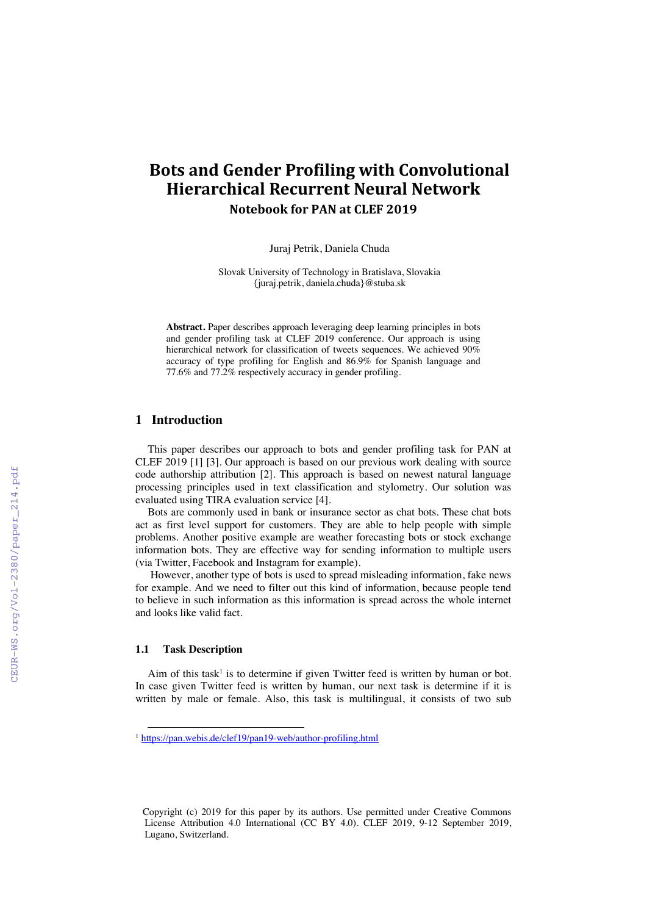# Bots and Gender Profiling with Convolutional Hierarchical Recurrent Neural Network

## Notebook for PAN at CLEF 2019

Juraj Petrik, Daniela Chuda

Slovak University of Technology in Bratislava, Slovakia
{juraj.petrik, daniela.chuda}@stuba.sk

**Abstract.** Paper describes approach leveraging deep learning principles in bots and gender profiling task at CLEF 2019 conference. Our approach is using hierarchical network for classification of tweets sequences. We achieved 90% accuracy of type profiling for English and 86.9% for Spanish language and 77.6% and 77.2% respectively accuracy in gender profiling.

## 1 Introduction

This paper describes our approach to bots and gender profiling task for PAN at CLEF 2019 [1] [3]. Our approach is based on our previous work dealing with source code authorship attribution [2]. This approach is based on newest natural language processing principles used in text classification and stylometry. Our solution was evaluated using TIRA evaluation service [4].

Bots are commonly used in bank or insurance sector as chat bots. These chat bots act as first level support for customers. They are able to help people with simple problems. Another positive example are weather forecasting bots or stock exchange information bots. They are effective way for sending information to multiple users (via Twitter, Facebook and Instagram for example).

However, another type of bots is used to spread misleading information, fake news for example. And we need to filter out this kind of information, because people tend to believe in such information as this information is spread across the whole internet and looks like valid fact.

### 1.1 Task Description

Aim of this task[1] is to determine if given Twitter feed is written by human or bot. In case given Twitter feed is written by human, our next task is determine if it is written by male or female. Also, this task is multilingual, it consists of two sub

[1] https://pan.webis.de/clef19/pan19-web/author-profiling.html

Copyright (c) 2019 for this paper by its authors. Use permitted under Creative Commons License Attribution 4.0 International (CC BY 4.0). CLEF 2019, 9-12 September 2019, Lugano, Switzerland.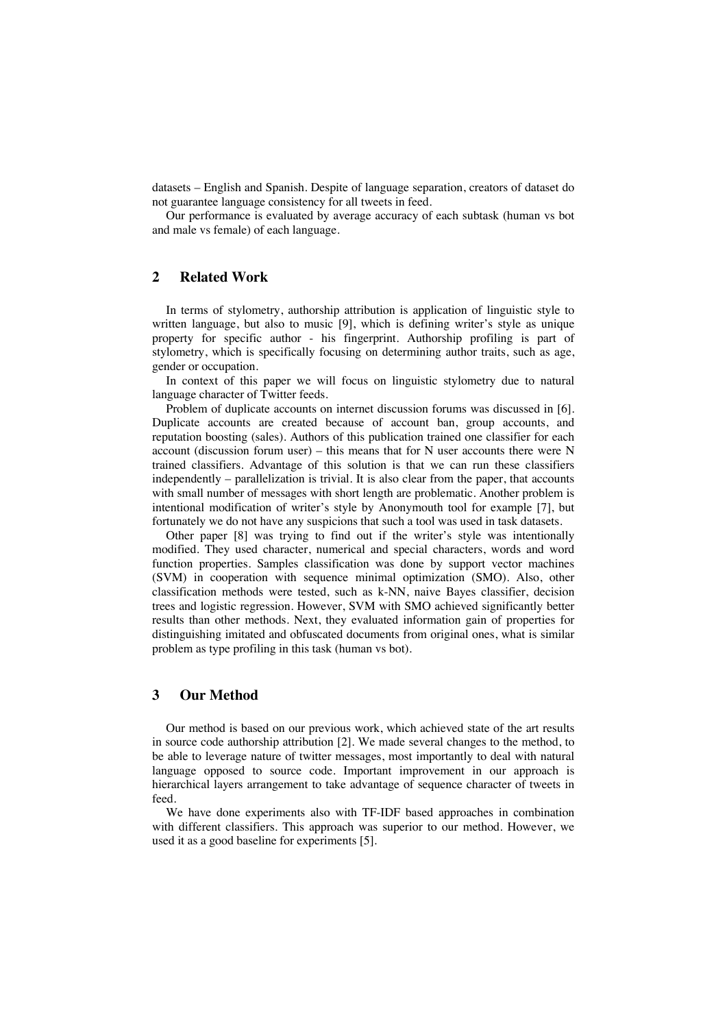datasets – English and Spanish. Despite of language separation, creators of dataset do not guarantee language consistency for all tweets in feed.

Our performance is evaluated by average accuracy of each subtask (human vs bot and male vs female) of each language.

## 2 Related Work

In terms of stylometry, authorship attribution is application of linguistic style to written language, but also to music [9], which is defining writer's style as unique property for specific author - his fingerprint. Authorship profiling is part of stylometry, which is specifically focusing on determining author traits, such as age, gender or occupation.

In context of this paper we will focus on linguistic stylometry due to natural language character of Twitter feeds.

Problem of duplicate accounts on internet discussion forums was discussed in [6]. Duplicate accounts are created because of account ban, group accounts, and reputation boosting (sales). Authors of this publication trained one classifier for each account (discussion forum user) – this means that for N user accounts there were N trained classifiers. Advantage of this solution is that we can run these classifiers independently – parallelization is trivial. It is also clear from the paper, that accounts with small number of messages with short length are problematic. Another problem is intentional modification of writer's style by Anonymouth tool for example [7], but fortunately we do not have any suspicions that such a tool was used in task datasets.

Other paper [8] was trying to find out if the writer's style was intentionally modified. They used character, numerical and special characters, words and word function properties. Samples classification was done by support vector machines (SVM) in cooperation with sequence minimal optimization (SMO). Also, other classification methods were tested, such as k-NN, naive Bayes classifier, decision trees and logistic regression. However, SVM with SMO achieved significantly better results than other methods. Next, they evaluated information gain of properties for distinguishing imitated and obfuscated documents from original ones, what is similar problem as type profiling in this task (human vs bot).

## 3 Our Method

Our method is based on our previous work, which achieved state of the art results in source code authorship attribution [2]. We made several changes to the method, to be able to leverage nature of twitter messages, most importantly to deal with natural language opposed to source code. Important improvement in our approach is hierarchical layers arrangement to take advantage of sequence character of tweets in feed.

We have done experiments also with TF-IDF based approaches in combination with different classifiers. This approach was superior to our method. However, we used it as a good baseline for experiments [5].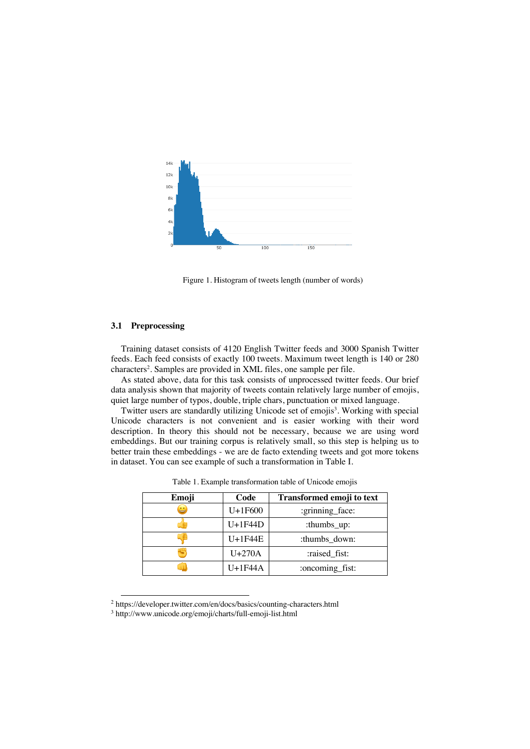Figure 1. Histogram of tweets length (number of words)

### 3.1 Preprocessing

Training dataset consists of 4120 English Twitter feeds and 3000 Spanish Twitter feeds. Each feed consists of exactly 100 tweets. Maximum tweet length is 140 or 280 characters[2]. Samples are provided in XML files, one sample per file.

As stated above, data for this task consists of unprocessed twitter feeds. Our brief data analysis shown that majority of tweets contain relatively large number of emojis, quiet large number of typos, double, triple chars, punctuation or mixed language.

Twitter users are standardly utilizing Unicode set of emojis[3]. Working with special Unicode characters is not convenient and is easier working with their word description. In theory this should not be necessary, because we are using word embeddings. But our training corpus is relatively small, so this step is helping us to better train these embeddings - we are de facto extending tweets and got more tokens in dataset. You can see example of such a transformation in Table I.

Table 1. Example transformation table of Unicode emojis

| Emoji | Code | Transformed emoji to text |
|---|---|---|
| 😀 | U+1F600 | :grinning_face: |
| 👍 | U+1F44D | :thumbs_up: |
| 👎 | U+1F44E | :thumbs_down: |
| ✊ | U+270A | :raised_fist: |
| 👊 | U+1F44A | :oncoming_fist: |

[2] https://developer.twitter.com/en/docs/basics/counting-characters.html

[3] http://www.unicode.org/emoji/charts/full-emoji-list.html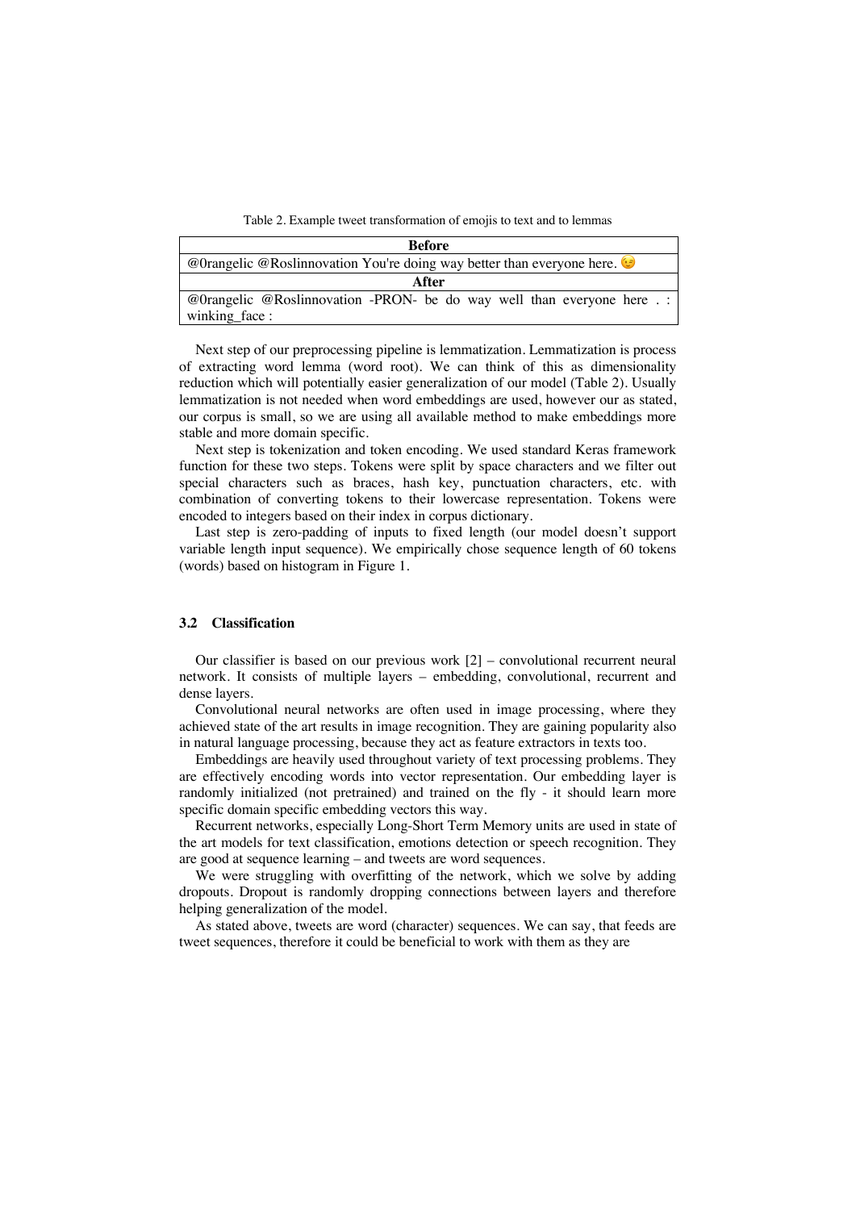Table 2. Example tweet transformation of emojis to text and to lemmas

| Before |
| --- |
| @0rangelic @Roslinnovation You're doing way better than everyone here. 😉 |
| **After** |
| @0rangelic @Roslinnovation -PRON- be do way well than everyone here . : winking_face : |

Next step of our preprocessing pipeline is lemmatization. Lemmatization is process of extracting word lemma (word root). We can think of this as dimensionality reduction which will potentially easier generalization of our model (Table 2). Usually lemmatization is not needed when word embeddings are used, however our as stated, our corpus is small, so we are using all available method to make embeddings more stable and more domain specific.

Next step is tokenization and token encoding. We used standard Keras framework function for these two steps. Tokens were split by space characters and we filter out special characters such as braces, hash key, punctuation characters, etc. with combination of converting tokens to their lowercase representation. Tokens were encoded to integers based on their index in corpus dictionary.

Last step is zero-padding of inputs to fixed length (our model doesn't support variable length input sequence). We empirically chose sequence length of 60 tokens (words) based on histogram in Figure 1.

### 3.2 Classification

Our classifier is based on our previous work [2] – convolutional recurrent neural network. It consists of multiple layers – embedding, convolutional, recurrent and dense layers.

Convolutional neural networks are often used in image processing, where they achieved state of the art results in image recognition. They are gaining popularity also in natural language processing, because they act as feature extractors in texts too.

Embeddings are heavily used throughout variety of text processing problems. They are effectively encoding words into vector representation. Our embedding layer is randomly initialized (not pretrained) and trained on the fly - it should learn more specific domain specific embedding vectors this way.

Recurrent networks, especially Long-Short Term Memory units are used in state of the art models for text classification, emotions detection or speech recognition. They are good at sequence learning – and tweets are word sequences.

We were struggling with overfitting of the network, which we solve by adding dropouts. Dropout is randomly dropping connections between layers and therefore helping generalization of the model.

As stated above, tweets are word (character) sequences. We can say, that feeds are tweet sequences, therefore it could be beneficial to work with them as they are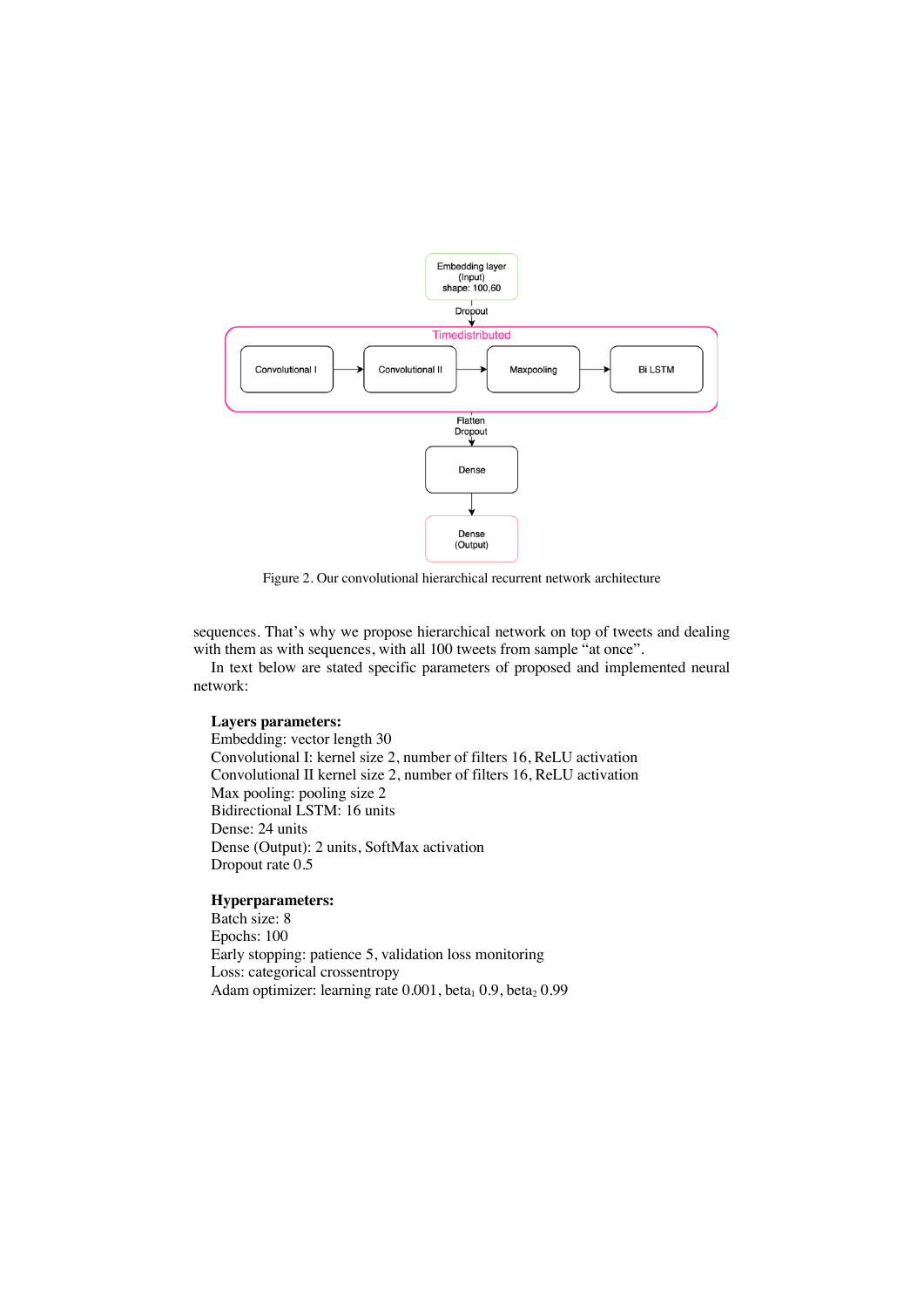Figure 2. Our convolutional hierarchical recurrent network architecture

sequences. That's why we propose hierarchical network on top of tweets and dealing with them as with sequences, with all 100 tweets from sample "at once".

In text below are stated specific parameters of proposed and implemented neural network:

**Layers parameters:**
Embedding: vector length 30
Convolutional I: kernel size 2, number of filters 16, ReLU activation
Convolutional II kernel size 2, number of filters 16, ReLU activation
Max pooling: pooling size 2
Bidirectional LSTM: 16 units
Dense: 24 units
Dense (Output): 2 units, SoftMax activation
Dropout rate 0.5

**Hyperparameters:**
Batch size: 8
Epochs: 100
Early stopping: patience 5, validation loss monitoring
Loss: categorical crossentropy
Adam optimizer: learning rate 0.001, $beta_1$ 0.9, $beta_2$ 0.99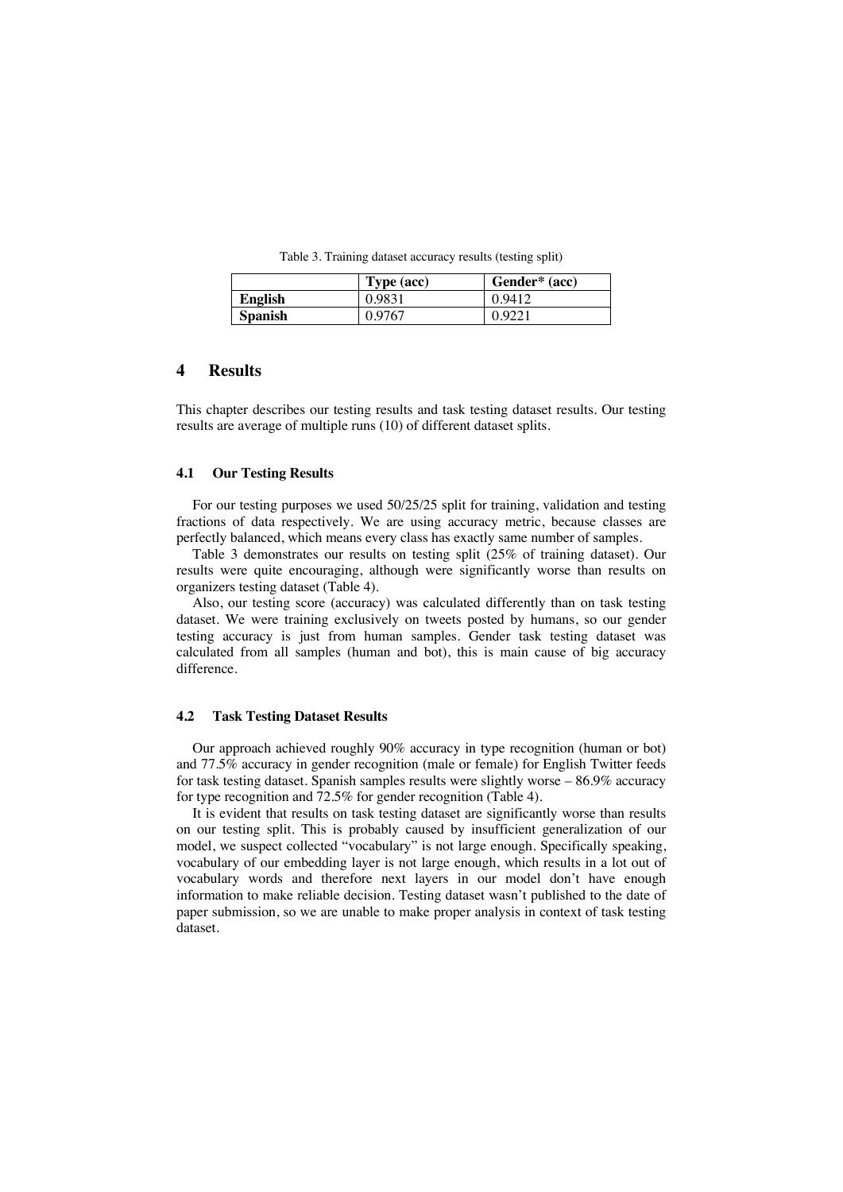Table 3. Training dataset accuracy results (testing split)

| | Type (acc) | Gender* (acc) |
|---|---|---|
| **English** | 0.9831 | 0.9412 |
| **Spanish** | 0.9767 | 0.9221 |

## 4 Results

This chapter describes our testing results and task testing dataset results. Our testing results are average of multiple runs (10) of different dataset splits.

### 4.1 Our Testing Results

For our testing purposes we used 50/25/25 split for training, validation and testing fractions of data respectively. We are using accuracy metric, because classes are perfectly balanced, which means every class has exactly same number of samples.

Table 3 demonstrates our results on testing split (25% of training dataset). Our results were quite encouraging, although were significantly worse than results on organizers testing dataset (Table 4).

Also, our testing score (accuracy) was calculated differently than on task testing dataset. We were training exclusively on tweets posted by humans, so our gender testing accuracy is just from human samples. Gender task testing dataset was calculated from all samples (human and bot), this is main cause of big accuracy difference.

### 4.2 Task Testing Dataset Results

Our approach achieved roughly 90% accuracy in type recognition (human or bot) and 77.5% accuracy in gender recognition (male or female) for English Twitter feeds for task testing dataset. Spanish samples results were slightly worse – 86.9% accuracy for type recognition and 72.5% for gender recognition (Table 4).

It is evident that results on task testing dataset are significantly worse than results on our testing split. This is probably caused by insufficient generalization of our model, we suspect collected "vocabulary" is not large enough. Specifically speaking, vocabulary of our embedding layer is not large enough, which results in a lot out of vocabulary words and therefore next layers in our model don't have enough information to make reliable decision. Testing dataset wasn't published to the date of paper submission, so we are unable to make proper analysis in context of task testing dataset.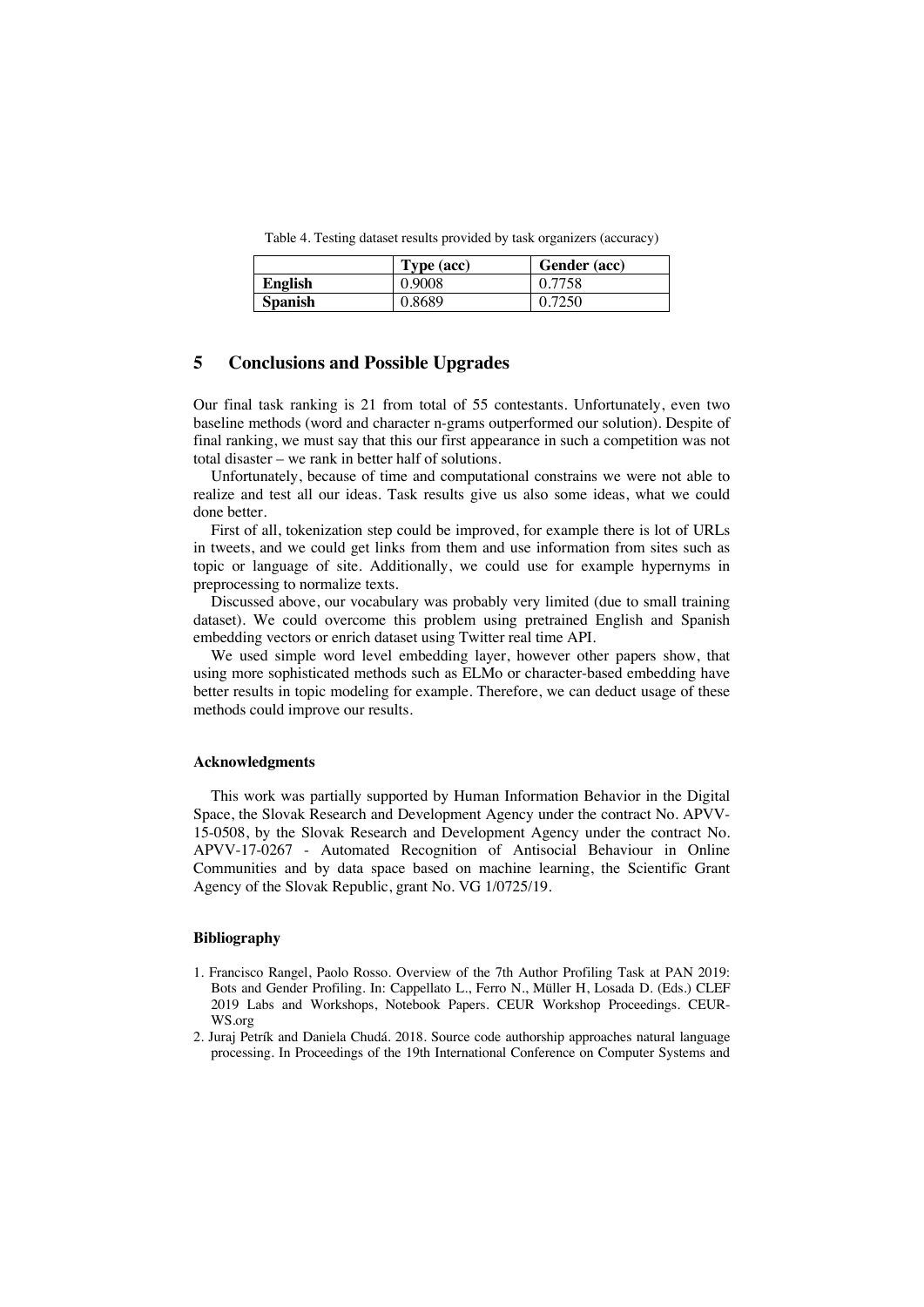Table 4. Testing dataset results provided by task organizers (accuracy)

| | Type (acc) | Gender (acc) |
|---|---|---|
| **English** | 0.9008 | 0.7758 |
| **Spanish** | 0.8689 | 0.7250 |

## 5 Conclusions and Possible Upgrades

Our final task ranking is 21 from total of 55 contestants. Unfortunately, even two baseline methods (word and character n-grams outperformed our solution). Despite of final ranking, we must say that this our first appearance in such a competition was not total disaster – we rank in better half of solutions.

Unfortunately, because of time and computational constrains we were not able to realize and test all our ideas. Task results give us also some ideas, what we could done better.

First of all, tokenization step could be improved, for example there is lot of URLs in tweets, and we could get links from them and use information from sites such as topic or language of site. Additionally, we could use for example hypernyms in preprocessing to normalize texts.

Discussed above, our vocabulary was probably very limited (due to small training dataset). We could overcome this problem using pretrained English and Spanish embedding vectors or enrich dataset using Twitter real time API.

We used simple word level embedding layer, however other papers show, that using more sophisticated methods such as ELMo or character-based embedding have better results in topic modeling for example. Therefore, we can deduct usage of these methods could improve our results.

#### Acknowledgments

This work was partially supported by Human Information Behavior in the Digital Space, the Slovak Research and Development Agency under the contract No. APVV-15-0508, by the Slovak Research and Development Agency under the contract No. APVV-17-0267 - Automated Recognition of Antisocial Behaviour in Online Communities and by data space based on machine learning, the Scientific Grant Agency of the Slovak Republic, grant No. VG 1/0725/19.

#### Bibliography

1. Francisco Rangel, Paolo Rosso. Overview of the 7th Author Profiling Task at PAN 2019: Bots and Gender Profiling. In: Cappellato L., Ferro N., Müller H, Losada D. (Eds.) CLEF 2019 Labs and Workshops, Notebook Papers. CEUR Workshop Proceedings. CEUR-WS.org
2. Juraj Petrík and Daniela Chudá. 2018. Source code authorship approaches natural language processing. In Proceedings of the 19th International Conference on Computer Systems and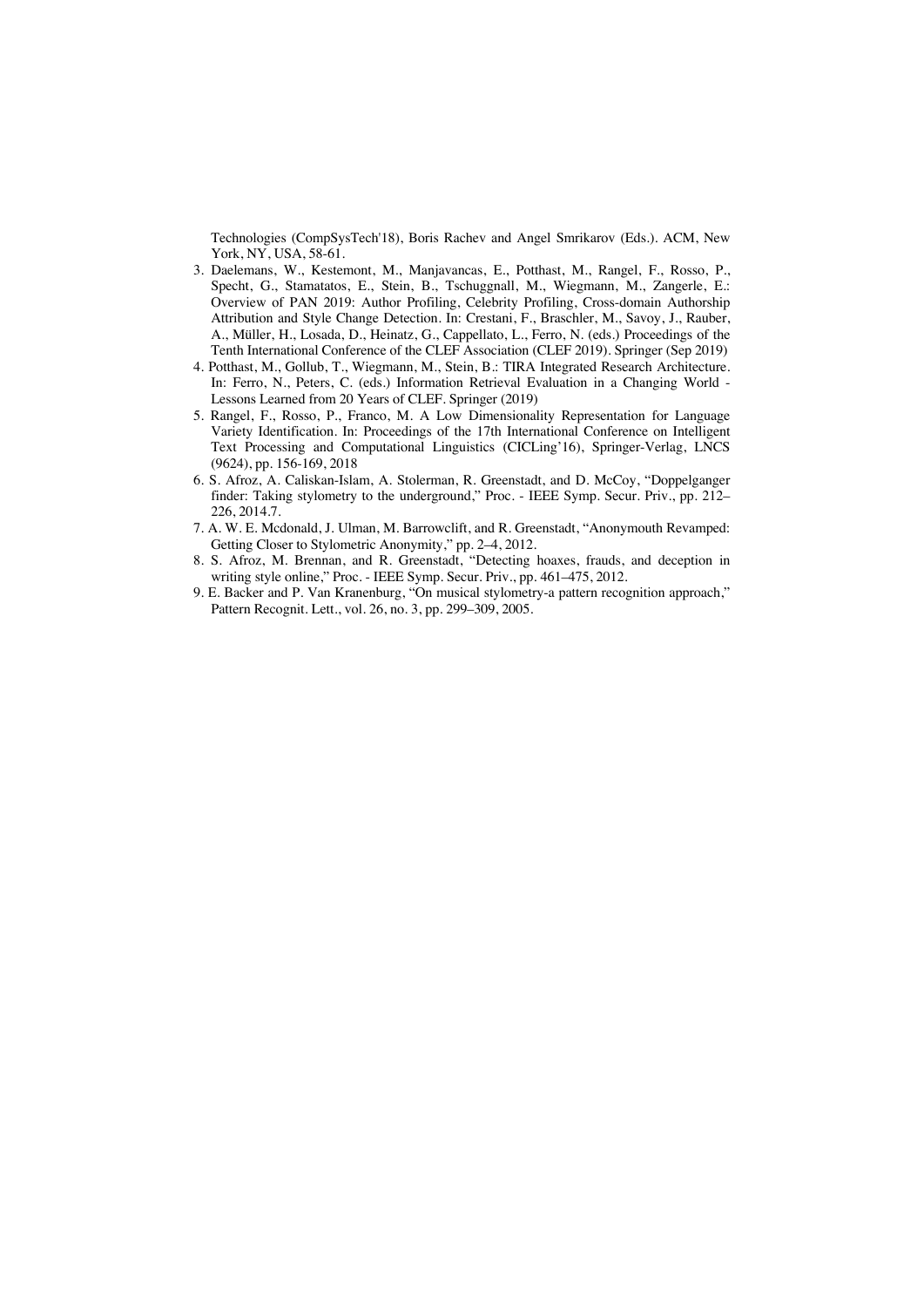Technologies (CompSysTech'18), Boris Rachev and Angel Smrikarov (Eds.). ACM, New York, NY, USA, 58-61.

3. Daelemans, W., Kestemont, M., Manjavancas, E., Potthast, M., Rangel, F., Rosso, P., Specht, G., Stamatatos, E., Stein, B., Tschuggnall, M., Wiegmann, M., Zangerle, E.: Overview of PAN 2019: Author Profiling, Celebrity Profiling, Cross-domain Authorship Attribution and Style Change Detection. In: Crestani, F., Braschler, M., Savoy, J., Rauber, A., Müller, H., Losada, D., Heinatz, G., Cappellato, L., Ferro, N. (eds.) Proceedings of the Tenth International Conference of the CLEF Association (CLEF 2019). Springer (Sep 2019)
4. Potthast, M., Gollub, T., Wiegmann, M., Stein, B.: TIRA Integrated Research Architecture. In: Ferro, N., Peters, C. (eds.) Information Retrieval Evaluation in a Changing World - Lessons Learned from 20 Years of CLEF. Springer (2019)
5. Rangel, F., Rosso, P., Franco, M. A Low Dimensionality Representation for Language Variety Identification. In: Proceedings of the 17th International Conference on Intelligent Text Processing and Computational Linguistics (CICLing'16), Springer-Verlag, LNCS (9624), pp. 156-169, 2018
6. S. Afroz, A. Caliskan-Islam, A. Stolerman, R. Greenstadt, and D. McCoy, "Doppelganger finder: Taking stylometry to the underground," Proc. - IEEE Symp. Secur. Priv., pp. 212–226, 2014.7.
7. A. W. E. Mcdonald, J. Ulman, M. Barrowclift, and R. Greenstadt, "Anonymouth Revamped: Getting Closer to Stylometric Anonymity," pp. 2–4, 2012.
8. S. Afroz, M. Brennan, and R. Greenstadt, "Detecting hoaxes, frauds, and deception in writing style online," Proc. - IEEE Symp. Secur. Priv., pp. 461–475, 2012.
9. E. Backer and P. Van Kranenburg, "On musical stylometry-a pattern recognition approach," Pattern Recognit. Lett., vol. 26, no. 3, pp. 299–309, 2005.